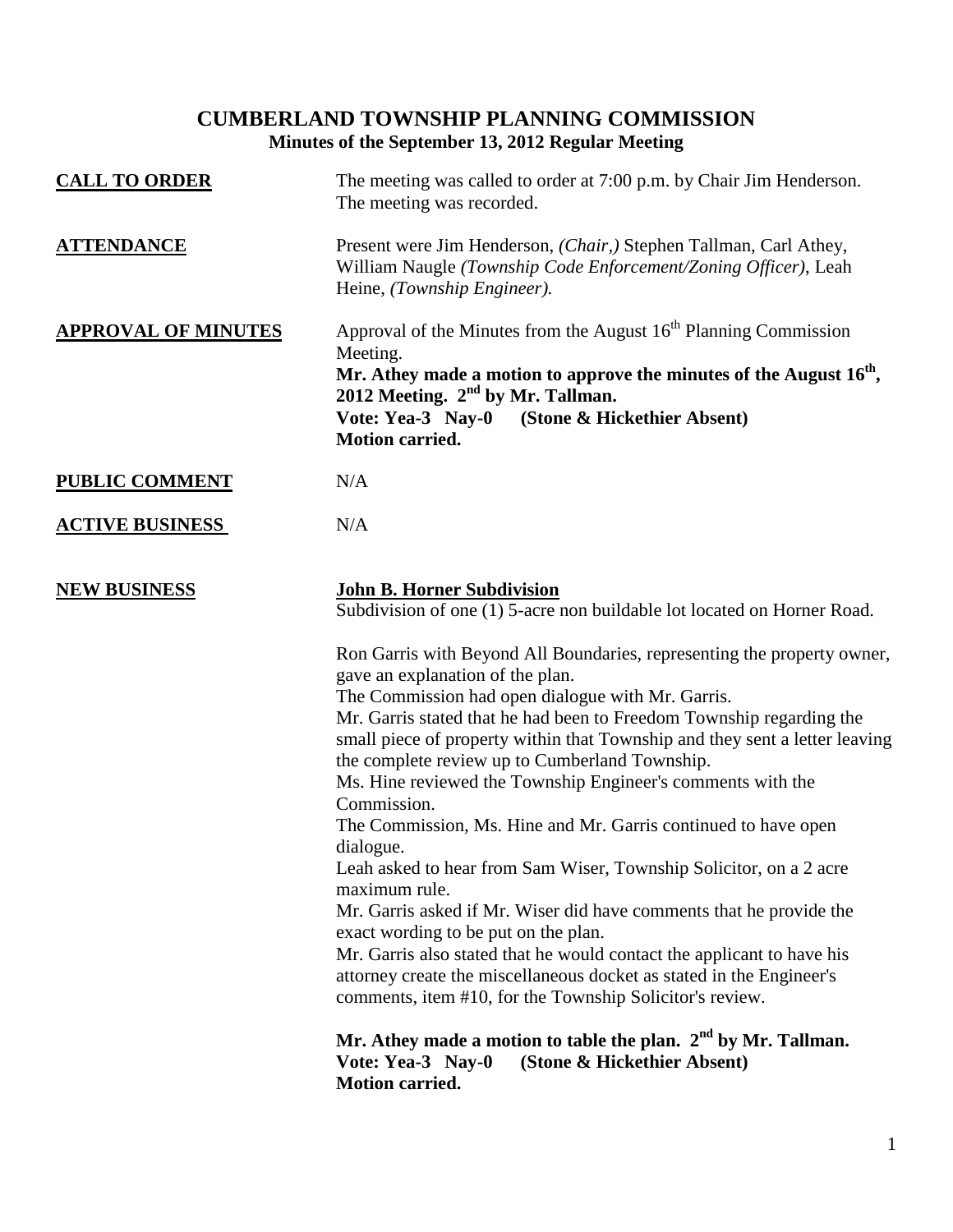# CUMBERLAND TOWNSHIP PLANNING COMMISSION

## Minutes of the September 13, 2012 Regular Meeting

**CALL TO ORDER**

The meeting was called to order at 7:00 p.m. by Chair Jim Henderson. The meeting was recorded.

**ATTENDANCE**

Present were Jim Henderson, *(Chair,)* Stephen Tallman, Carl Athey, William Naugle *(Township Code Enforcement/Zoning Officer)*, Leah Heine, *(Township Engineer).*

**APPROVAL OF MINUTES**

Approval of the Minutes from the August 16th Planning Commission Meeting.

**Mr. Athey made a motion to approve the minutes of the August 16th, 2012 Meeting. 2nd by Mr. Tallman.**
**Vote: Yea-3 Nay-0 (Stone & Hickethier Absent)**
**Motion carried.**

**PUBLIC COMMENT**

N/A

**ACTIVE BUSINESS**

N/A

**NEW BUSINESS**

**John B. Horner Subdivision**

Subdivision of one (1) 5-acre non buildable lot located on Horner Road.

Ron Garris with Beyond All Boundaries, representing the property owner, gave an explanation of the plan.
The Commission had open dialogue with Mr. Garris.
Mr. Garris stated that he had been to Freedom Township regarding the small piece of property within that Township and they sent a letter leaving the complete review up to Cumberland Township.
Ms. Hine reviewed the Township Engineer's comments with the Commission.
The Commission, Ms. Hine and Mr. Garris continued to have open dialogue.
Leah asked to hear from Sam Wiser, Township Solicitor, on a 2 acre maximum rule.
Mr. Garris asked if Mr. Wiser did have comments that he provide the exact wording to be put on the plan.
Mr. Garris also stated that he would contact the applicant to have his attorney create the miscellaneous docket as stated in the Engineer's comments, item #10, for the Township Solicitor's review.

**Mr. Athey made a motion to table the plan. 2nd by Mr. Tallman.**
**Vote: Yea-3 Nay-0 (Stone & Hickethier Absent)**
**Motion carried.**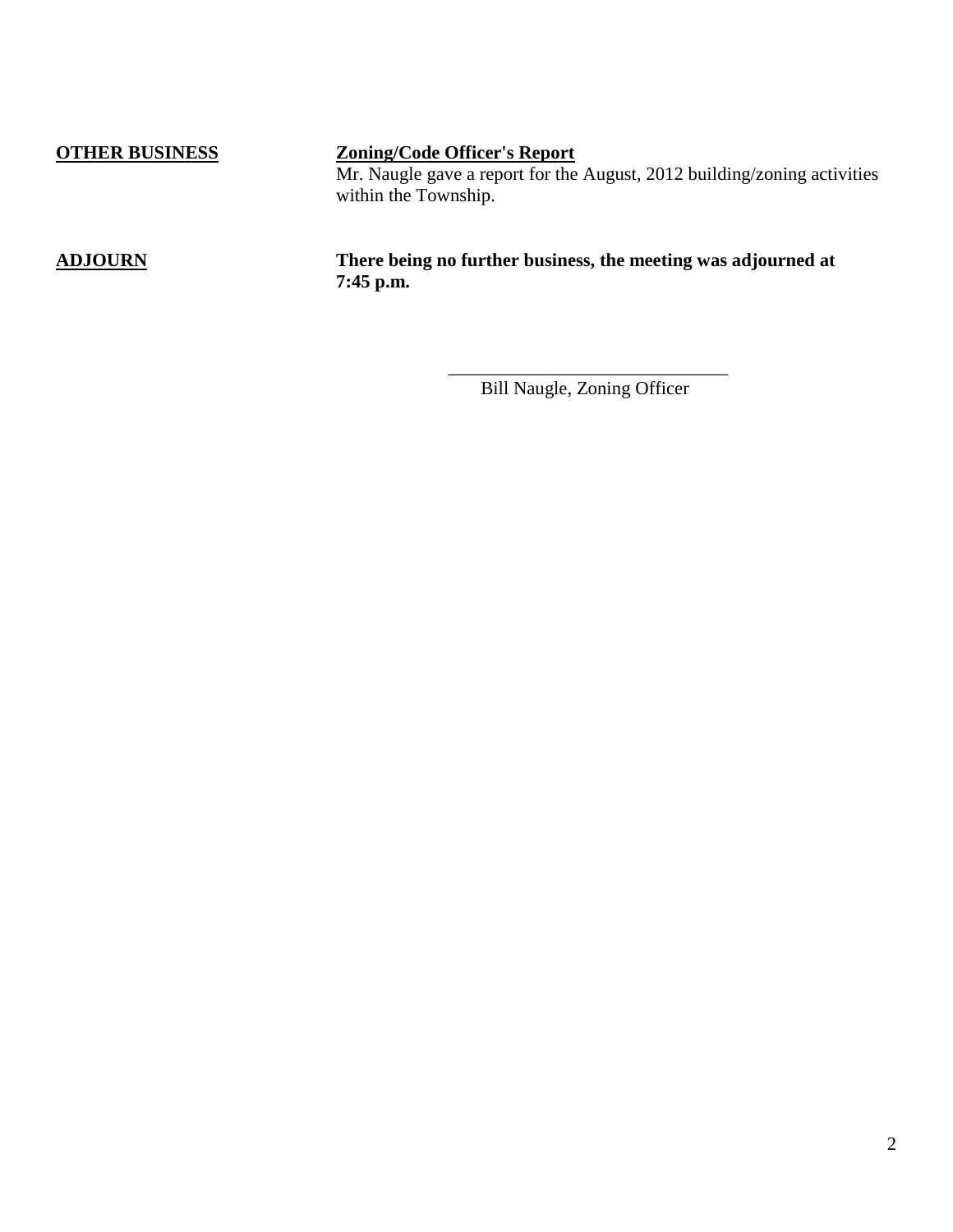**OTHER BUSINESS**

**Zoning/Code Officer's Report**

Mr. Naugle gave a report for the August, 2012 building/zoning activities within the Township.

**ADJOURN**

**There being no further business, the meeting was adjourned at 7:45 p.m.**

______________________________

Bill Naugle, Zoning Officer